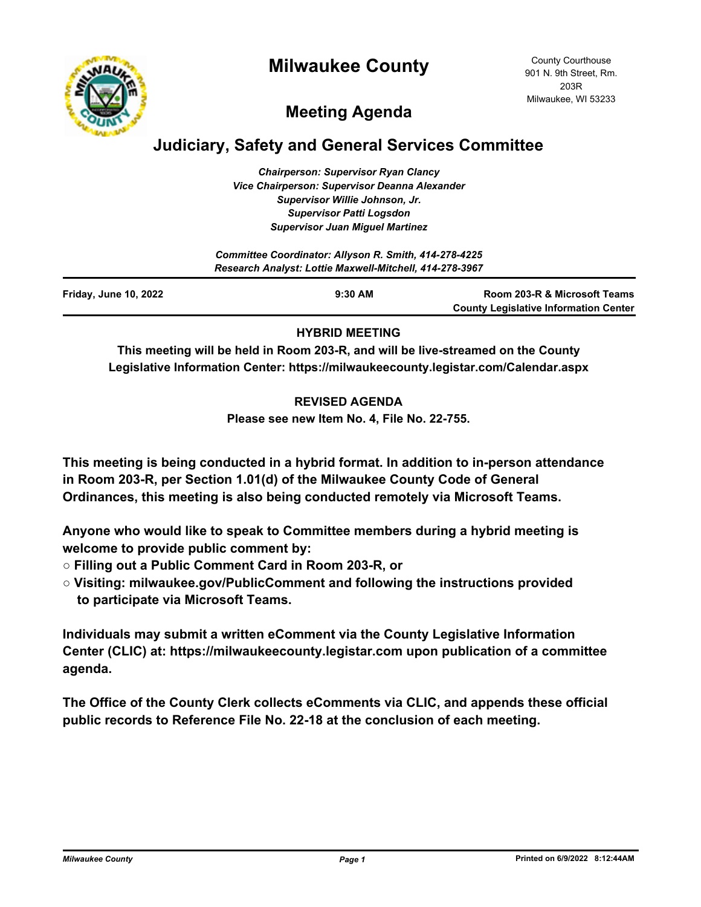# Milwaukee County

County Courthouse
901 N. 9th Street, Rm. 203R
Milwaukee, WI 53233

## Meeting Agenda

## Judiciary, Safety and General Services Committee

*Chairperson: Supervisor Ryan Clancy*
*Vice Chairperson: Supervisor Deanna Alexander*
*Supervisor Willie Johnson, Jr.*
*Supervisor Patti Logsdon*
*Supervisor Juan Miguel Martinez*

*Committee Coordinator: Allyson R. Smith, 414-278-4225*
*Research Analyst: Lottie Maxwell-Mitchell, 414-278-3967*

| Friday, June 10, 2022 | 9:30 AM | Room 203-R & Microsoft Teams County Legislative Information Center |
|---|---|---|

**HYBRID MEETING**

**This meeting will be held in Room 203-R, and will be live-streamed on the County Legislative Information Center: https://milwaukeecounty.legistar.com/Calendar.aspx**

**REVISED AGENDA**

**Please see new Item No. 4, File No. 22-755.**

**This meeting is being conducted in a hybrid format. In addition to in-person attendance in Room 203-R, per Section 1.01(d) of the Milwaukee County Code of General Ordinances, this meeting is also being conducted remotely via Microsoft Teams.**

**Anyone who would like to speak to Committee members during a hybrid meeting is welcome to provide public comment by:**

- **Filling out a Public Comment Card in Room 203-R, or**
- **Visiting: milwaukee.gov/PublicComment and following the instructions provided to participate via Microsoft Teams.**

**Individuals may submit a written eComment via the County Legislative Information Center (CLIC) at: https://milwaukeecounty.legistar.com upon publication of a committee agenda.**

**The Office of the County Clerk collects eComments via CLIC, and appends these official public records to Reference File No. 22-18 at the conclusion of each meeting.**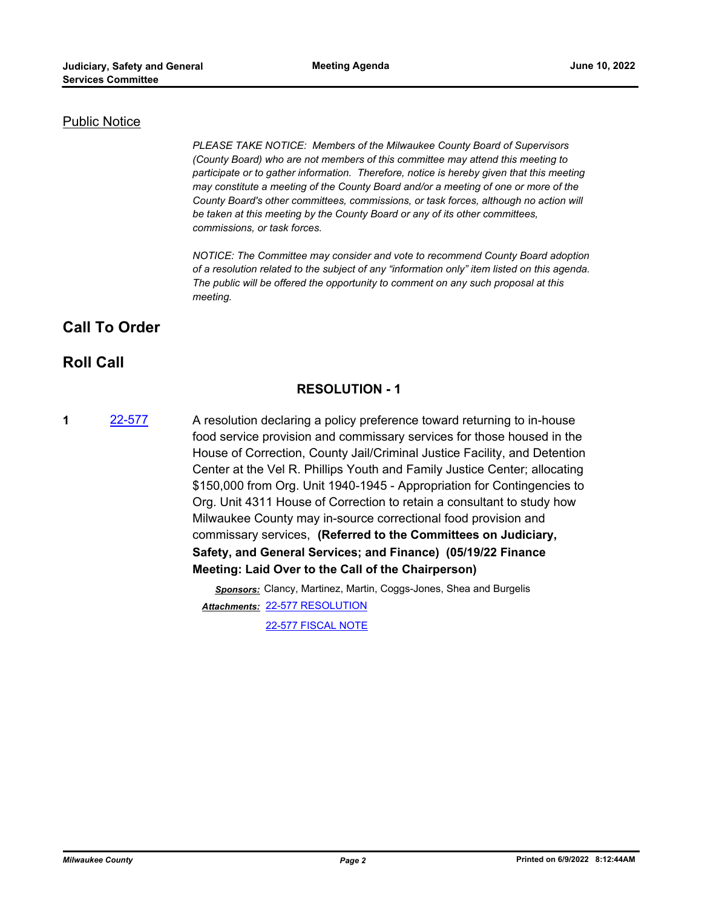## Public Notice

*PLEASE TAKE NOTICE: Members of the Milwaukee County Board of Supervisors (County Board) who are not members of this committee may attend this meeting to participate or to gather information. Therefore, notice is hereby given that this meeting may constitute a meeting of the County Board and/or a meeting of one or more of the County Board's other committees, commissions, or task forces, although no action will be taken at this meeting by the County Board or any of its other committees, commissions, or task forces.*

*NOTICE: The Committee may consider and vote to recommend County Board adoption of a resolution related to the subject of any "information only" item listed on this agenda. The public will be offered the opportunity to comment on any such proposal at this meeting.*

# Call To Order

# Roll Call

## RESOLUTION - 1

**1** 22-577

A resolution declaring a policy preference toward returning to in-house food service provision and commissary services for those housed in the House of Correction, County Jail/Criminal Justice Facility, and Detention Center at the Vel R. Phillips Youth and Family Justice Center; allocating $150,000 from Org. Unit 1940-1945 - Appropriation for Contingencies to Org. Unit 4311 House of Correction to retain a consultant to study how Milwaukee County may in-source correctional food provision and commissary services, **(Referred to the Committees on Judiciary, Safety, and General Services; and Finance) (05/19/22 Finance Meeting: Laid Over to the Call of the Chairperson)**

***Sponsors:*** Clancy, Martinez, Martin, Coggs-Jones, Shea and Burgelis

***Attachments:*** 22-577 RESOLUTION

22-577 FISCAL NOTE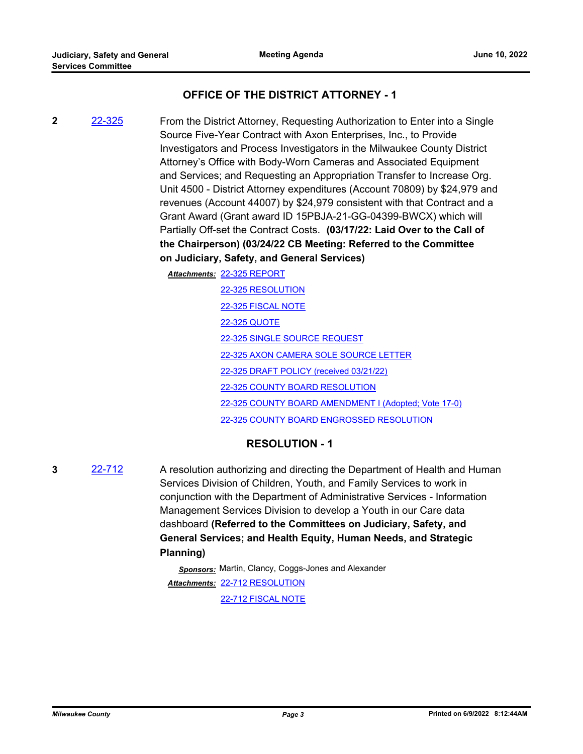## OFFICE OF THE DISTRICT ATTORNEY - 1

**2** 22-325 From the District Attorney, Requesting Authorization to Enter into a Single Source Five-Year Contract with Axon Enterprises, Inc., to Provide Investigators and Process Investigators in the Milwaukee County District Attorney's Office with Body-Worn Cameras and Associated Equipment and Services; and Requesting an Appropriation Transfer to Increase Org. Unit 4500 - District Attorney expenditures (Account 70809) by $24,979 and revenues (Account 44007) by $24,979 consistent with that Contract and a Grant Award (Grant award ID 15PBJA-21-GG-04399-BWCX) which will Partially Off-set the Contract Costs. **(03/17/22: Laid Over to the Call of the Chairperson) (03/24/22 CB Meeting: Referred to the Committee on Judiciary, Safety, and General Services)**

***Attachments:*** 22-325 REPORT
22-325 RESOLUTION
22-325 FISCAL NOTE
22-325 QUOTE
22-325 SINGLE SOURCE REQUEST
22-325 AXON CAMERA SOLE SOURCE LETTER
22-325 DRAFT POLICY (received 03/21/22)
22-325 COUNTY BOARD RESOLUTION
22-325 COUNTY BOARD AMENDMENT I (Adopted; Vote 17-0)
22-325 COUNTY BOARD ENGROSSED RESOLUTION

## RESOLUTION - 1

**3** 22-712 A resolution authorizing and directing the Department of Health and Human Services Division of Children, Youth, and Family Services to work in conjunction with the Department of Administrative Services - Information Management Services Division to develop a Youth in our Care data dashboard **(Referred to the Committees on Judiciary, Safety, and General Services; and Health Equity, Human Needs, and Strategic Planning)**

***Sponsors:*** Martin, Clancy, Coggs-Jones and Alexander

***Attachments:*** 22-712 RESOLUTION
22-712 FISCAL NOTE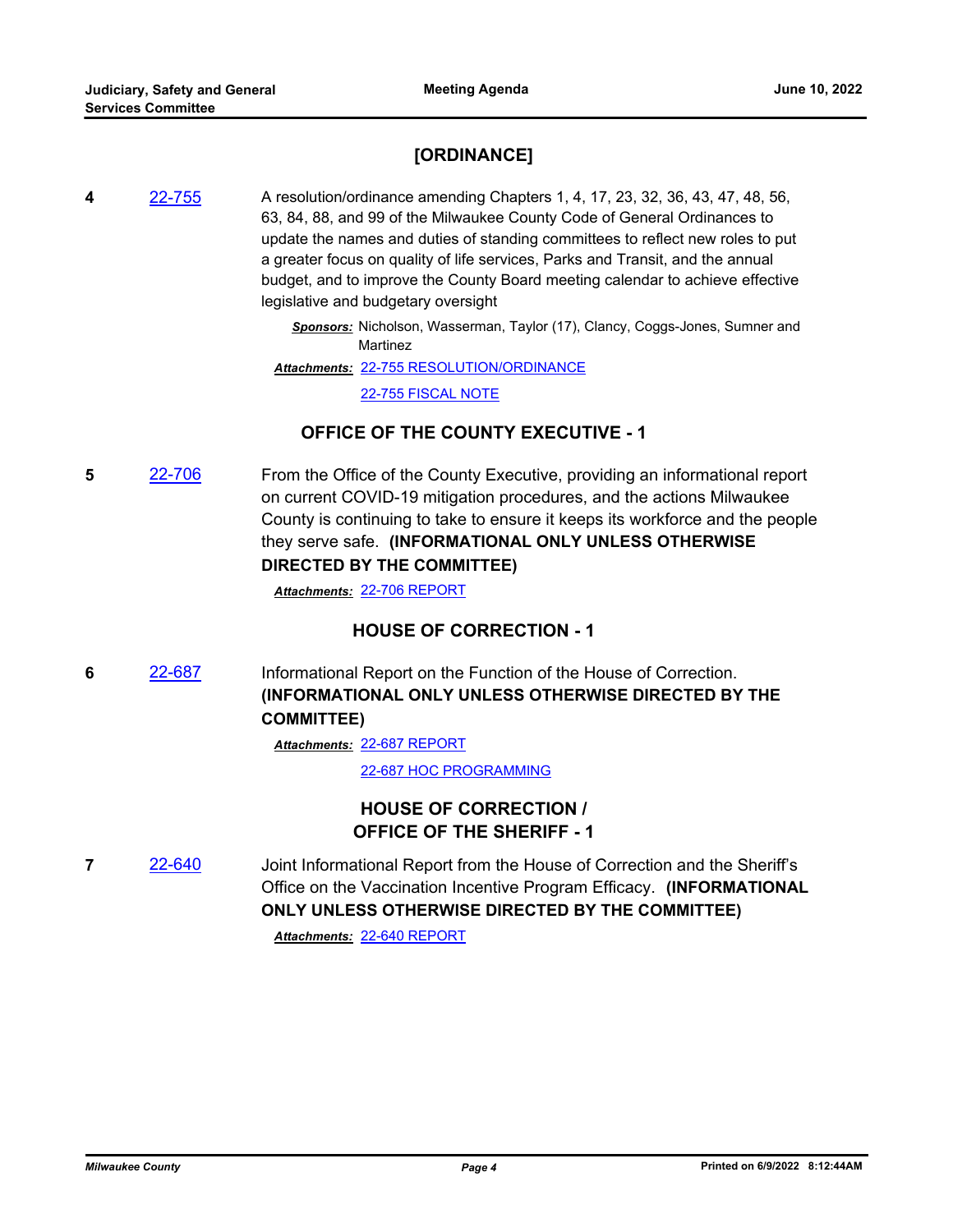## [ORDINANCE]

**4** 22-755

A resolution/ordinance amending Chapters 1, 4, 17, 23, 32, 36, 43, 47, 48, 56, 63, 84, 88, and 99 of the Milwaukee County Code of General Ordinances to update the names and duties of standing committees to reflect new roles to put a greater focus on quality of life services, Parks and Transit, and the annual budget, and to improve the County Board meeting calendar to achieve effective legislative and budgetary oversight

***Sponsors:*** Nicholson, Wasserman, Taylor (17), Clancy, Coggs-Jones, Sumner and Martinez

***Attachments:*** 22-755 RESOLUTION/ORDINANCE

22-755 FISCAL NOTE

## OFFICE OF THE COUNTY EXECUTIVE - 1

**5** 22-706

From the Office of the County Executive, providing an informational report on current COVID-19 mitigation procedures, and the actions Milwaukee County is continuing to take to ensure it keeps its workforce and the people they serve safe. **(INFORMATIONAL ONLY UNLESS OTHERWISE DIRECTED BY THE COMMITTEE)**

***Attachments:*** 22-706 REPORT

## HOUSE OF CORRECTION - 1

**6** 22-687

Informational Report on the Function of the House of Correction. **(INFORMATIONAL ONLY UNLESS OTHERWISE DIRECTED BY THE COMMITTEE)**

***Attachments:*** 22-687 REPORT

22-687 HOC PROGRAMMING

## HOUSE OF CORRECTION / OFFICE OF THE SHERIFF - 1

**7** 22-640

Joint Informational Report from the House of Correction and the Sheriff's Office on the Vaccination Incentive Program Efficacy. **(INFORMATIONAL ONLY UNLESS OTHERWISE DIRECTED BY THE COMMITTEE)**

***Attachments:*** 22-640 REPORT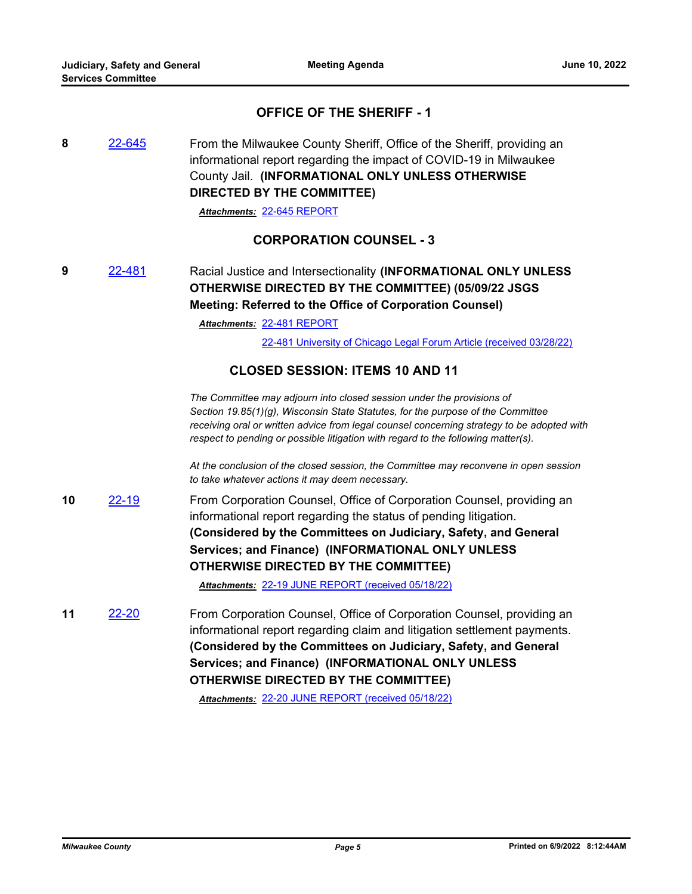## OFFICE OF THE SHERIFF - 1

**8** [22-645](22-645) From the Milwaukee County Sheriff, Office of the Sheriff, providing an informational report regarding the impact of COVID-19 in Milwaukee County Jail. **(INFORMATIONAL ONLY UNLESS OTHERWISE DIRECTED BY THE COMMITTEE)**

***Attachments:*** 22-645 REPORT

## CORPORATION COUNSEL - 3

**9** 22-481 Racial Justice and Intersectionality **(INFORMATIONAL ONLY UNLESS OTHERWISE DIRECTED BY THE COMMITTEE) (05/09/22 JSGS Meeting: Referred to the Office of Corporation Counsel)**

***Attachments:*** 22-481 REPORT

22-481 University of Chicago Legal Forum Article (received 03/28/22)

## CLOSED SESSION: ITEMS 10 AND 11

*The Committee may adjourn into closed session under the provisions of Section 19.85(1)(g), Wisconsin State Statutes, for the purpose of the Committee receiving oral or written advice from legal counsel concerning strategy to be adopted with respect to pending or possible litigation with regard to the following matter(s).*

*At the conclusion of the closed session, the Committee may reconvene in open session to take whatever actions it may deem necessary.*

**10** 22-19 From Corporation Counsel, Office of Corporation Counsel, providing an informational report regarding the status of pending litigation. **(Considered by the Committees on Judiciary, Safety, and General Services; and Finance) (INFORMATIONAL ONLY UNLESS OTHERWISE DIRECTED BY THE COMMITTEE)**

***Attachments:*** 22-19 JUNE REPORT (received 05/18/22)

**11** 22-20 From Corporation Counsel, Office of Corporation Counsel, providing an informational report regarding claim and litigation settlement payments. **(Considered by the Committees on Judiciary, Safety, and General Services; and Finance) (INFORMATIONAL ONLY UNLESS OTHERWISE DIRECTED BY THE COMMITTEE)**

***Attachments:*** 22-20 JUNE REPORT (received 05/18/22)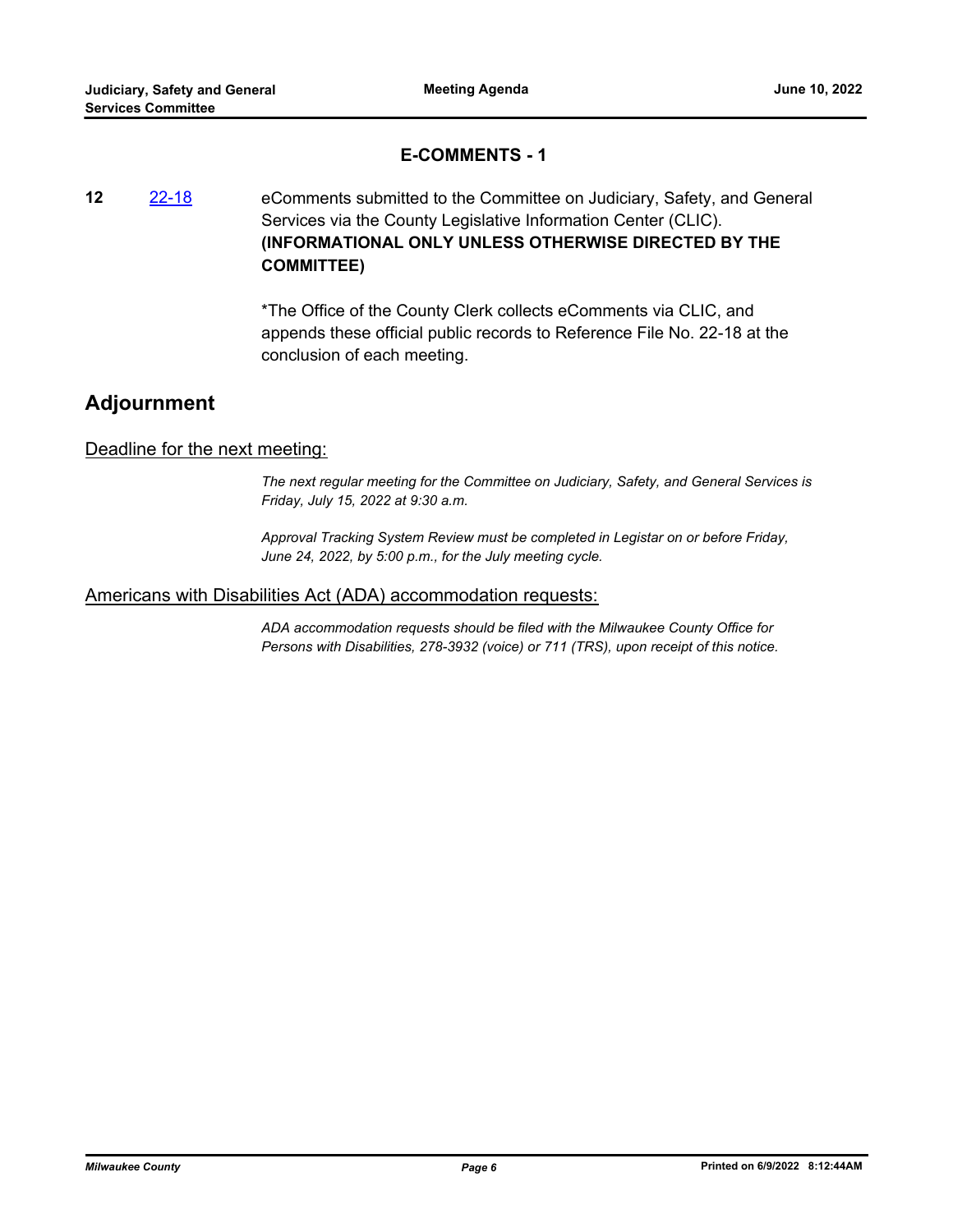## E-COMMENTS - 1

**12** 22-18 eComments submitted to the Committee on Judiciary, Safety, and General Services via the County Legislative Information Center (CLIC). **(INFORMATIONAL ONLY UNLESS OTHERWISE DIRECTED BY THE COMMITTEE)**

*The Office of the County Clerk collects eComments via CLIC, and appends these official public records to Reference File No. 22-18 at the conclusion of each meeting.

# Adjournment

### Deadline for the next meeting:

*The next regular meeting for the Committee on Judiciary, Safety, and General Services is Friday, July 15, 2022 at 9:30 a.m.*

*Approval Tracking System Review must be completed in Legistar on or before Friday, June 24, 2022, by 5:00 p.m., for the July meeting cycle.*

### Americans with Disabilities Act (ADA) accommodation requests:

*ADA accommodation requests should be filed with the Milwaukee County Office for Persons with Disabilities, 278-3932 (voice) or 711 (TRS), upon receipt of this notice.*